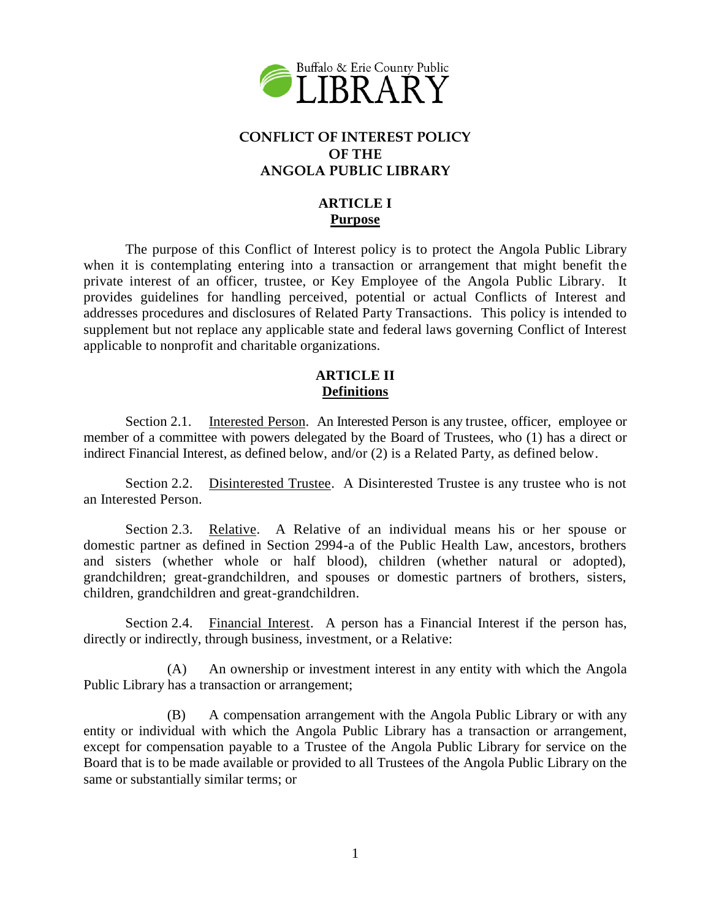Buffalo & Erie County Public LIBRARY

# CONFLICT OF INTEREST POLICY OF THE ANGOLA PUBLIC LIBRARY

## ARTICLE I
## Purpose

The purpose of this Conflict of Interest policy is to protect the Angola Public Library when it is contemplating entering into a transaction or arrangement that might benefit the private interest of an officer, trustee, or Key Employee of the Angola Public Library. It provides guidelines for handling perceived, potential or actual Conflicts of Interest and addresses procedures and disclosures of Related Party Transactions. This policy is intended to supplement but not replace any applicable state and federal laws governing Conflict of Interest applicable to nonprofit and charitable organizations.

## ARTICLE II
## Definitions

Section 2.1. Interested Person. An Interested Person is any trustee, officer, employee or member of a committee with powers delegated by the Board of Trustees, who (1) has a direct or indirect Financial Interest, as defined below, and/or (2) is a Related Party, as defined below.

Section 2.2. Disinterested Trustee. A Disinterested Trustee is any trustee who is not an Interested Person.

Section 2.3. Relative. A Relative of an individual means his or her spouse or domestic partner as defined in Section 2994-a of the Public Health Law, ancestors, brothers and sisters (whether whole or half blood), children (whether natural or adopted), grandchildren; great-grandchildren, and spouses or domestic partners of brothers, sisters, children, grandchildren and great-grandchildren.

Section 2.4. Financial Interest. A person has a Financial Interest if the person has, directly or indirectly, through business, investment, or a Relative:

(A) An ownership or investment interest in any entity with which the Angola Public Library has a transaction or arrangement;

(B) A compensation arrangement with the Angola Public Library or with any entity or individual with which the Angola Public Library has a transaction or arrangement, except for compensation payable to a Trustee of the Angola Public Library for service on the Board that is to be made available or provided to all Trustees of the Angola Public Library on the same or substantially similar terms; or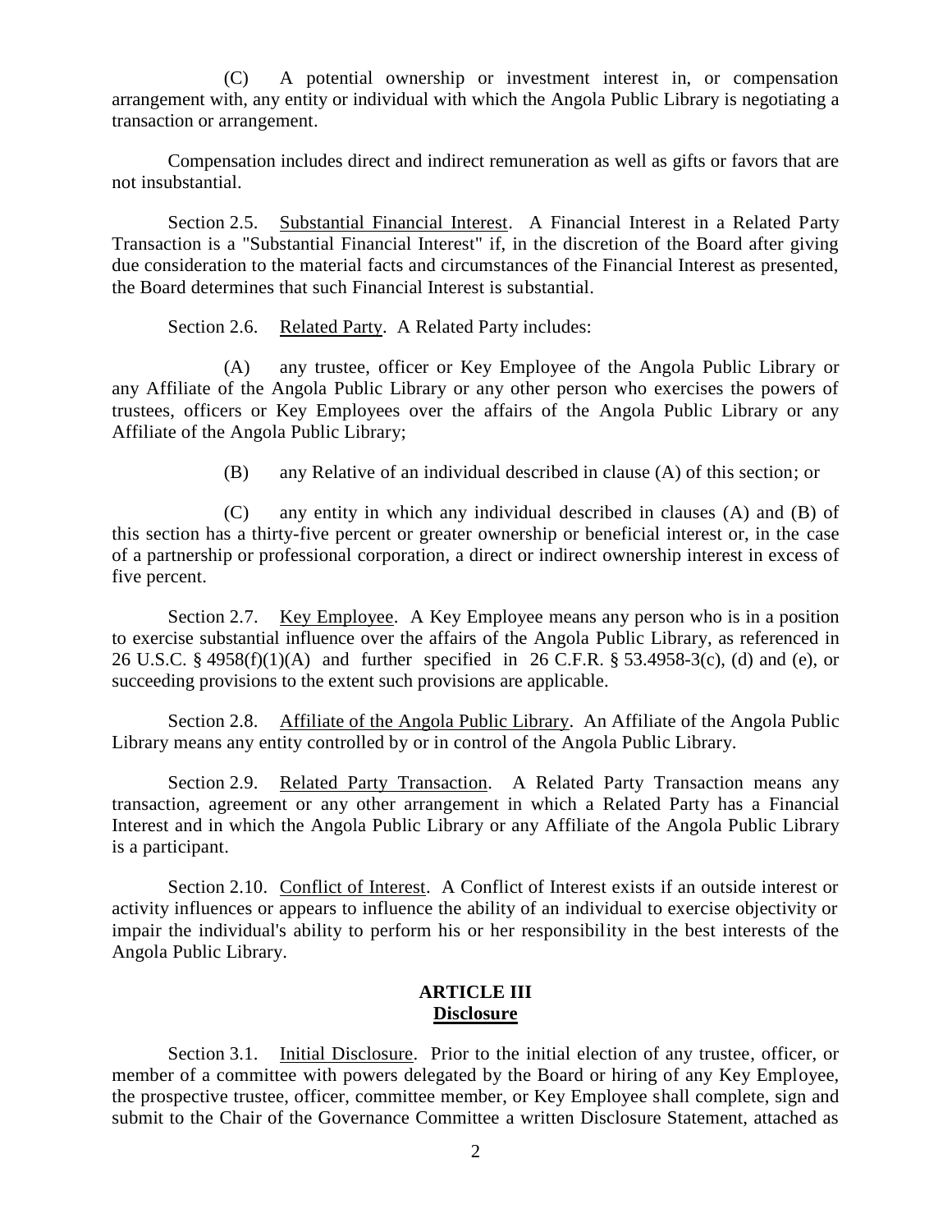(C) A potential ownership or investment interest in, or compensation arrangement with, any entity or individual with which the Angola Public Library is negotiating a transaction or arrangement.

Compensation includes direct and indirect remuneration as well as gifts or favors that are not insubstantial.

Section 2.5. Substantial Financial Interest. A Financial Interest in a Related Party Transaction is a "Substantial Financial Interest" if, in the discretion of the Board after giving due consideration to the material facts and circumstances of the Financial Interest as presented, the Board determines that such Financial Interest is substantial.

Section 2.6. Related Party. A Related Party includes:

(A) any trustee, officer or Key Employee of the Angola Public Library or any Affiliate of the Angola Public Library or any other person who exercises the powers of trustees, officers or Key Employees over the affairs of the Angola Public Library or any Affiliate of the Angola Public Library;

(B) any Relative of an individual described in clause (A) of this section; or

(C) any entity in which any individual described in clauses (A) and (B) of this section has a thirty-five percent or greater ownership or beneficial interest or, in the case of a partnership or professional corporation, a direct or indirect ownership interest in excess of five percent.

Section 2.7. Key Employee. A Key Employee means any person who is in a position to exercise substantial influence over the affairs of the Angola Public Library, as referenced in 26 U.S.C. § 4958(f)(1)(A) and further specified in 26 C.F.R. § 53.4958-3(c), (d) and (e), or succeeding provisions to the extent such provisions are applicable.

Section 2.8. Affiliate of the Angola Public Library. An Affiliate of the Angola Public Library means any entity controlled by or in control of the Angola Public Library.

Section 2.9. Related Party Transaction. A Related Party Transaction means any transaction, agreement or any other arrangement in which a Related Party has a Financial Interest and in which the Angola Public Library or any Affiliate of the Angola Public Library is a participant.

Section 2.10. Conflict of Interest. A Conflict of Interest exists if an outside interest or activity influences or appears to influence the ability of an individual to exercise objectivity or impair the individual's ability to perform his or her responsibility in the best interests of the Angola Public Library.

## ARTICLE III
## Disclosure

Section 3.1. Initial Disclosure. Prior to the initial election of any trustee, officer, or member of a committee with powers delegated by the Board or hiring of any Key Employee, the prospective trustee, officer, committee member, or Key Employee shall complete, sign and submit to the Chair of the Governance Committee a written Disclosure Statement, attached as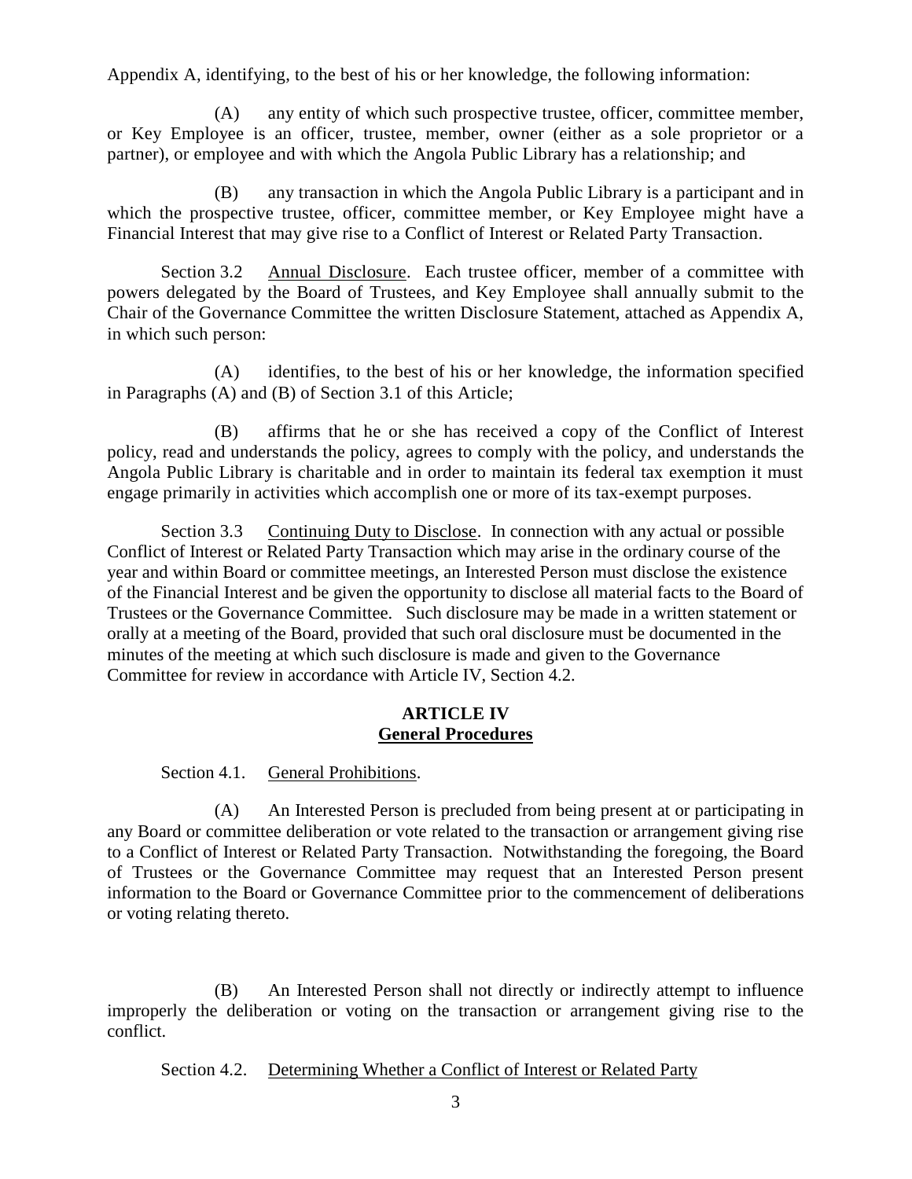Appendix A, identifying, to the best of his or her knowledge, the following information:

(A) any entity of which such prospective trustee, officer, committee member, or Key Employee is an officer, trustee, member, owner (either as a sole proprietor or a partner), or employee and with which the Angola Public Library has a relationship; and

(B) any transaction in which the Angola Public Library is a participant and in which the prospective trustee, officer, committee member, or Key Employee might have a Financial Interest that may give rise to a Conflict of Interest or Related Party Transaction.

Section 3.2 Annual Disclosure. Each trustee officer, member of a committee with powers delegated by the Board of Trustees, and Key Employee shall annually submit to the Chair of the Governance Committee the written Disclosure Statement, attached as Appendix A, in which such person:

(A) identifies, to the best of his or her knowledge, the information specified in Paragraphs (A) and (B) of Section 3.1 of this Article;

(B) affirms that he or she has received a copy of the Conflict of Interest policy, read and understands the policy, agrees to comply with the policy, and understands the Angola Public Library is charitable and in order to maintain its federal tax exemption it must engage primarily in activities which accomplish one or more of its tax-exempt purposes.

Section 3.3 Continuing Duty to Disclose. In connection with any actual or possible Conflict of Interest or Related Party Transaction which may arise in the ordinary course of the year and within Board or committee meetings, an Interested Person must disclose the existence of the Financial Interest and be given the opportunity to disclose all material facts to the Board of Trustees or the Governance Committee. Such disclosure may be made in a written statement or orally at a meeting of the Board, provided that such oral disclosure must be documented in the minutes of the meeting at which such disclosure is made and given to the Governance Committee for review in accordance with Article IV, Section 4.2.

## ARTICLE IV
## General Procedures

Section 4.1. General Prohibitions.

(A) An Interested Person is precluded from being present at or participating in any Board or committee deliberation or vote related to the transaction or arrangement giving rise to a Conflict of Interest or Related Party Transaction. Notwithstanding the foregoing, the Board of Trustees or the Governance Committee may request that an Interested Person present information to the Board or Governance Committee prior to the commencement of deliberations or voting relating thereto.

(B) An Interested Person shall not directly or indirectly attempt to influence improperly the deliberation or voting on the transaction or arrangement giving rise to the conflict.

Section 4.2. Determining Whether a Conflict of Interest or Related Party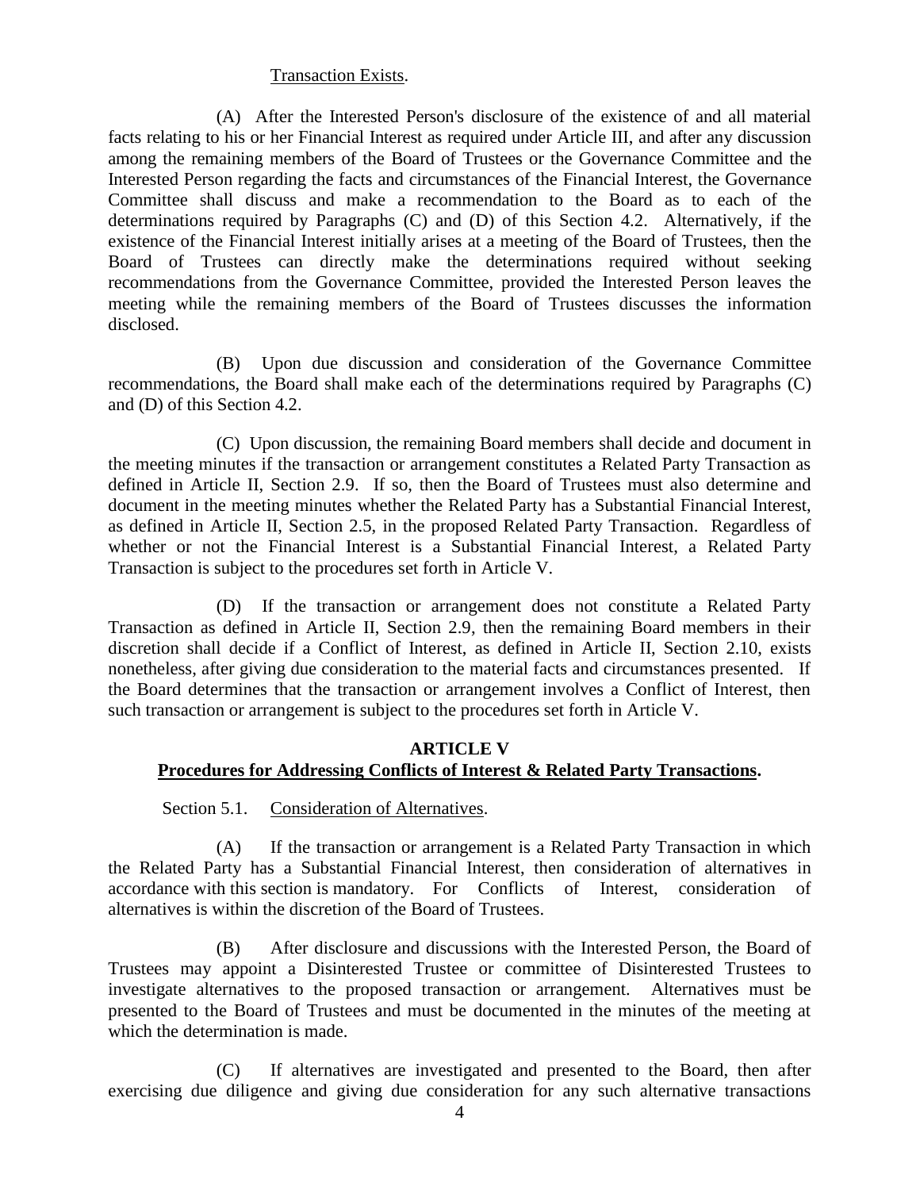Transaction Exists.

(A) After the Interested Person's disclosure of the existence of and all material facts relating to his or her Financial Interest as required under Article III, and after any discussion among the remaining members of the Board of Trustees or the Governance Committee and the Interested Person regarding the facts and circumstances of the Financial Interest, the Governance Committee shall discuss and make a recommendation to the Board as to each of the determinations required by Paragraphs (C) and (D) of this Section 4.2. Alternatively, if the existence of the Financial Interest initially arises at a meeting of the Board of Trustees, then the Board of Trustees can directly make the determinations required without seeking recommendations from the Governance Committee, provided the Interested Person leaves the meeting while the remaining members of the Board of Trustees discusses the information disclosed.

(B) Upon due discussion and consideration of the Governance Committee recommendations, the Board shall make each of the determinations required by Paragraphs (C) and (D) of this Section 4.2.

(C) Upon discussion, the remaining Board members shall decide and document in the meeting minutes if the transaction or arrangement constitutes a Related Party Transaction as defined in Article II, Section 2.9. If so, then the Board of Trustees must also determine and document in the meeting minutes whether the Related Party has a Substantial Financial Interest, as defined in Article II, Section 2.5, in the proposed Related Party Transaction. Regardless of whether or not the Financial Interest is a Substantial Financial Interest, a Related Party Transaction is subject to the procedures set forth in Article V.

(D) If the transaction or arrangement does not constitute a Related Party Transaction as defined in Article II, Section 2.9, then the remaining Board members in their discretion shall decide if a Conflict of Interest, as defined in Article II, Section 2.10, exists nonetheless, after giving due consideration to the material facts and circumstances presented. If the Board determines that the transaction or arrangement involves a Conflict of Interest, then such transaction or arrangement is subject to the procedures set forth in Article V.

## ARTICLE V
## Procedures for Addressing Conflicts of Interest & Related Party Transactions.

Section 5.1. Consideration of Alternatives.

(A) If the transaction or arrangement is a Related Party Transaction in which the Related Party has a Substantial Financial Interest, then consideration of alternatives in accordance with this section is mandatory. For Conflicts of Interest, consideration of alternatives is within the discretion of the Board of Trustees.

(B) After disclosure and discussions with the Interested Person, the Board of Trustees may appoint a Disinterested Trustee or committee of Disinterested Trustees to investigate alternatives to the proposed transaction or arrangement. Alternatives must be presented to the Board of Trustees and must be documented in the minutes of the meeting at which the determination is made.

(C) If alternatives are investigated and presented to the Board, then after exercising due diligence and giving due consideration for any such alternative transactions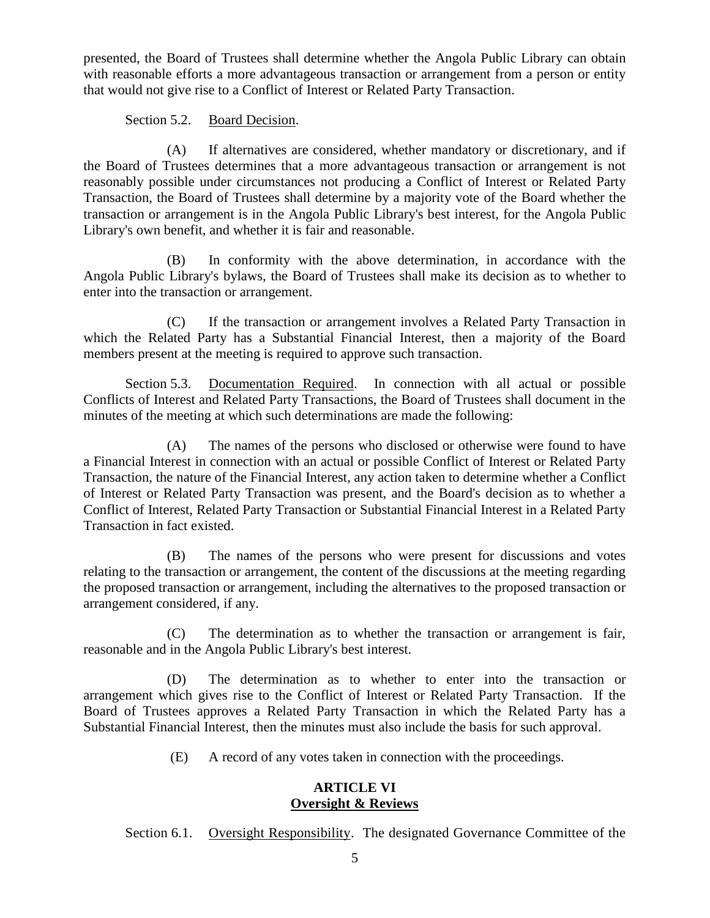presented, the Board of Trustees shall determine whether the Angola Public Library can obtain with reasonable efforts a more advantageous transaction or arrangement from a person or entity that would not give rise to a Conflict of Interest or Related Party Transaction.

Section 5.2. Board Decision.

(A) If alternatives are considered, whether mandatory or discretionary, and if the Board of Trustees determines that a more advantageous transaction or arrangement is not reasonably possible under circumstances not producing a Conflict of Interest or Related Party Transaction, the Board of Trustees shall determine by a majority vote of the Board whether the transaction or arrangement is in the Angola Public Library's best interest, for the Angola Public Library's own benefit, and whether it is fair and reasonable.

(B) In conformity with the above determination, in accordance with the Angola Public Library's bylaws, the Board of Trustees shall make its decision as to whether to enter into the transaction or arrangement.

(C) If the transaction or arrangement involves a Related Party Transaction in which the Related Party has a Substantial Financial Interest, then a majority of the Board members present at the meeting is required to approve such transaction.

Section 5.3. Documentation Required. In connection with all actual or possible Conflicts of Interest and Related Party Transactions, the Board of Trustees shall document in the minutes of the meeting at which such determinations are made the following:

(A) The names of the persons who disclosed or otherwise were found to have a Financial Interest in connection with an actual or possible Conflict of Interest or Related Party Transaction, the nature of the Financial Interest, any action taken to determine whether a Conflict of Interest or Related Party Transaction was present, and the Board's decision as to whether a Conflict of Interest, Related Party Transaction or Substantial Financial Interest in a Related Party Transaction in fact existed.

(B) The names of the persons who were present for discussions and votes relating to the transaction or arrangement, the content of the discussions at the meeting regarding the proposed transaction or arrangement, including the alternatives to the proposed transaction or arrangement considered, if any.

(C) The determination as to whether the transaction or arrangement is fair, reasonable and in the Angola Public Library's best interest.

(D) The determination as to whether to enter into the transaction or arrangement which gives rise to the Conflict of Interest or Related Party Transaction. If the Board of Trustees approves a Related Party Transaction in which the Related Party has a Substantial Financial Interest, then the minutes must also include the basis for such approval.

(E) A record of any votes taken in connection with the proceedings.

## ARTICLE VI
## Oversight & Reviews

Section 6.1. Oversight Responsibility. The designated Governance Committee of the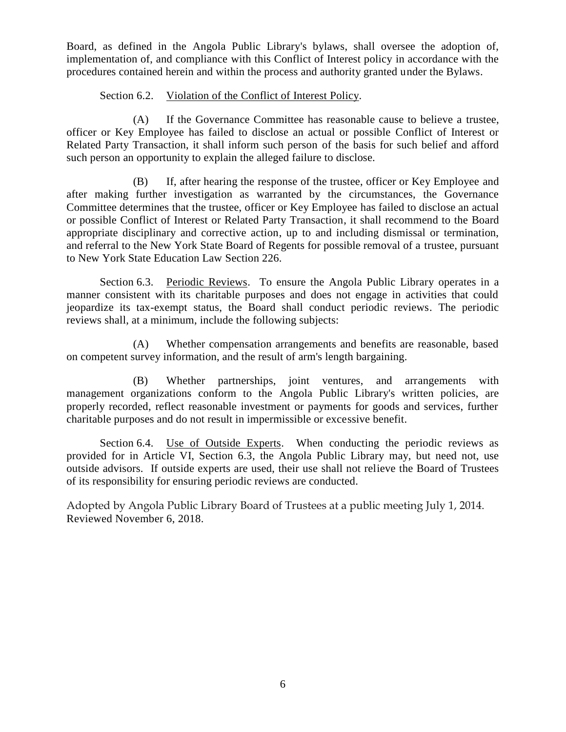Board, as defined in the Angola Public Library's bylaws, shall oversee the adoption of, implementation of, and compliance with this Conflict of Interest policy in accordance with the procedures contained herein and within the process and authority granted under the Bylaws.

Section 6.2. Violation of the Conflict of Interest Policy.

(A) If the Governance Committee has reasonable cause to believe a trustee, officer or Key Employee has failed to disclose an actual or possible Conflict of Interest or Related Party Transaction, it shall inform such person of the basis for such belief and afford such person an opportunity to explain the alleged failure to disclose.

(B) If, after hearing the response of the trustee, officer or Key Employee and after making further investigation as warranted by the circumstances, the Governance Committee determines that the trustee, officer or Key Employee has failed to disclose an actual or possible Conflict of Interest or Related Party Transaction, it shall recommend to the Board appropriate disciplinary and corrective action, up to and including dismissal or termination, and referral to the New York State Board of Regents for possible removal of a trustee, pursuant to New York State Education Law Section 226.

Section 6.3. Periodic Reviews. To ensure the Angola Public Library operates in a manner consistent with its charitable purposes and does not engage in activities that could jeopardize its tax-exempt status, the Board shall conduct periodic reviews. The periodic reviews shall, at a minimum, include the following subjects:

(A) Whether compensation arrangements and benefits are reasonable, based on competent survey information, and the result of arm's length bargaining.

(B) Whether partnerships, joint ventures, and arrangements with management organizations conform to the Angola Public Library's written policies, are properly recorded, reflect reasonable investment or payments for goods and services, further charitable purposes and do not result in impermissible or excessive benefit.

Section 6.4. Use of Outside Experts. When conducting the periodic reviews as provided for in Article VI, Section 6.3, the Angola Public Library may, but need not, use outside advisors. If outside experts are used, their use shall not relieve the Board of Trustees of its responsibility for ensuring periodic reviews are conducted.

Adopted by Angola Public Library Board of Trustees at a public meeting July 1, 2014.
Reviewed November 6, 2018.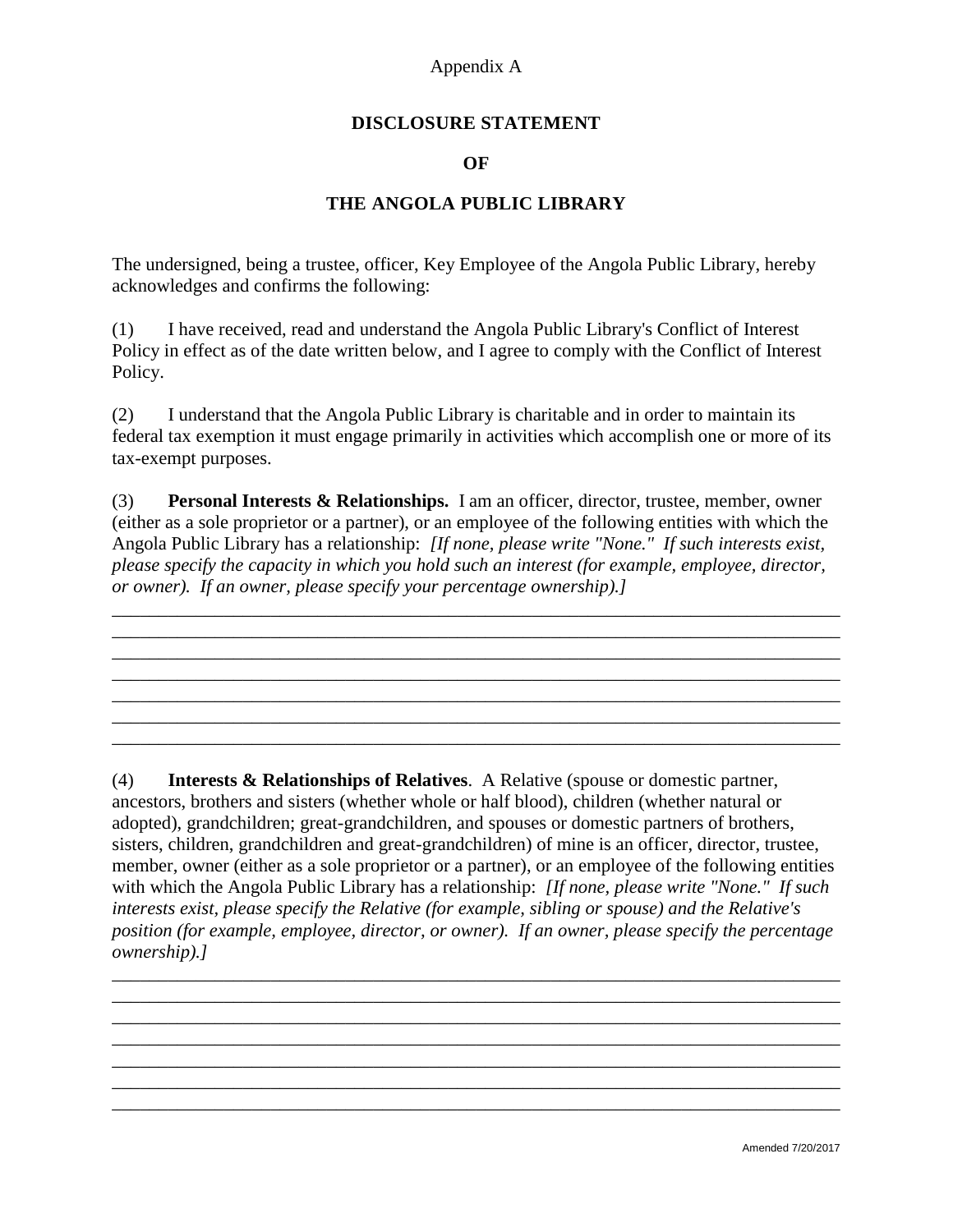Appendix A

# DISCLOSURE STATEMENT

# OF

# THE ANGOLA PUBLIC LIBRARY

The undersigned, being a trustee, officer, Key Employee of the Angola Public Library, hereby acknowledges and confirms the following:

(1) I have received, read and understand the Angola Public Library's Conflict of Interest Policy in effect as of the date written below, and I agree to comply with the Conflict of Interest Policy.

(2) I understand that the Angola Public Library is charitable and in order to maintain its federal tax exemption it must engage primarily in activities which accomplish one or more of its tax-exempt purposes.

(3) **Personal Interests & Relationships.** I am an officer, director, trustee, member, owner (either as a sole proprietor or a partner), or an employee of the following entities with which the Angola Public Library has a relationship: *[If none, please write "None." If such interests exist, please specify the capacity in which you hold such an interest (for example, employee, director, or owner). If an owner, please specify your percentage ownership).]*

_______________________________________________________________________________
_______________________________________________________________________________
_______________________________________________________________________________
_______________________________________________________________________________
_______________________________________________________________________________
_______________________________________________________________________________
_______________________________________________________________________________

(4) **Interests & Relationships of Relatives**. A Relative (spouse or domestic partner, ancestors, brothers and sisters (whether whole or half blood), children (whether natural or adopted), grandchildren; great-grandchildren, and spouses or domestic partners of brothers, sisters, children, grandchildren and great-grandchildren) of mine is an officer, director, trustee, member, owner (either as a sole proprietor or a partner), or an employee of the following entities with which the Angola Public Library has a relationship: *[If none, please write "None." If such interests exist, please specify the Relative (for example, sibling or spouse) and the Relative's position (for example, employee, director, or owner). If an owner, please specify the percentage ownership).]*

_______________________________________________________________________________
_______________________________________________________________________________
_______________________________________________________________________________
_______________________________________________________________________________
_______________________________________________________________________________
_______________________________________________________________________________
_______________________________________________________________________________

Amended 7/20/2017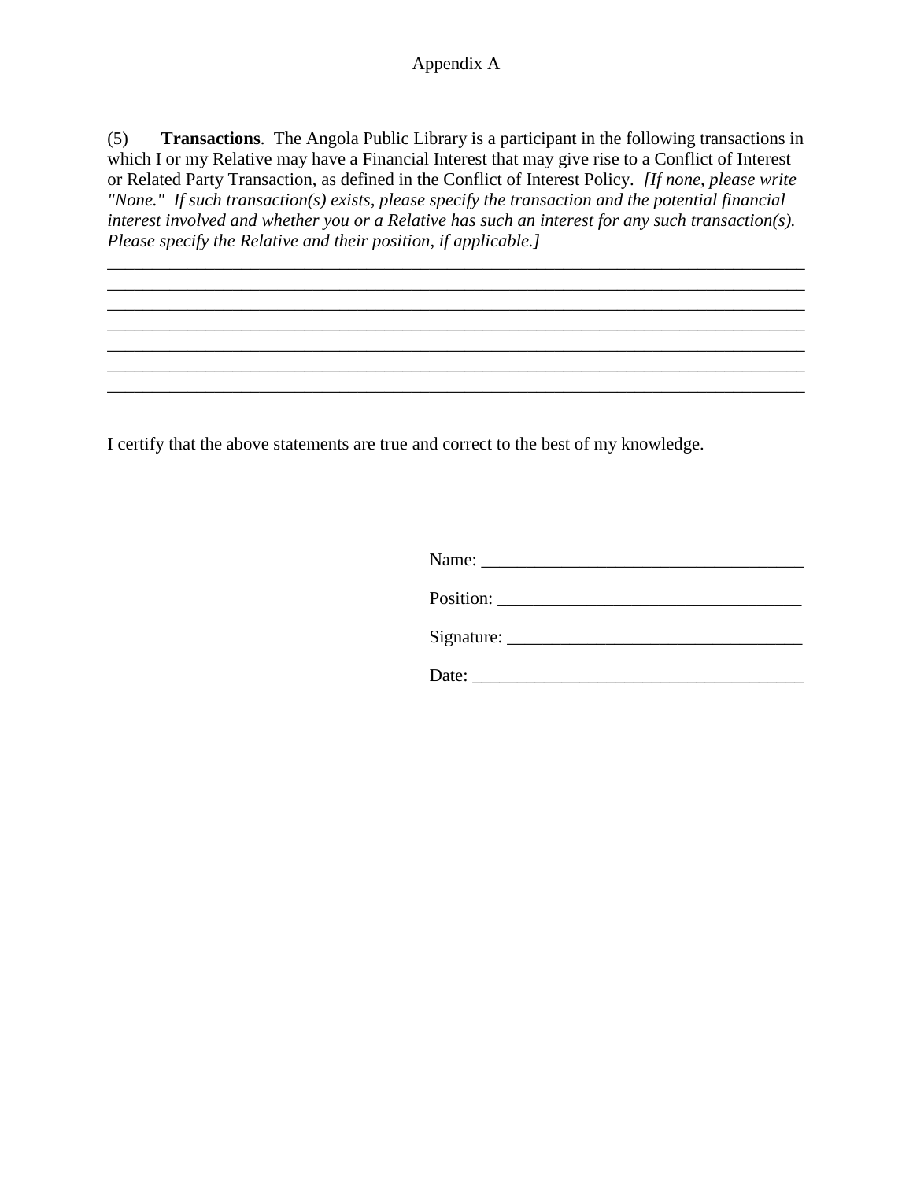Appendix A

(5) **Transactions**. The Angola Public Library is a participant in the following transactions in which I or my Relative may have a Financial Interest that may give rise to a Conflict of Interest or Related Party Transaction, as defined in the Conflict of Interest Policy. *[If none, please write "None." If such transaction(s) exists, please specify the transaction and the potential financial interest involved and whether you or a Relative has such an interest for any such transaction(s). Please specify the Relative and their position, if applicable.]*

\_\_\_\_\_\_\_\_\_\_\_\_\_\_\_\_\_\_\_\_\_\_\_\_\_\_\_\_\_\_\_\_\_\_\_\_\_\_\_\_\_\_\_\_\_\_\_\_\_\_\_\_\_\_\_\_\_\_\_\_\_\_\_\_\_\_\_\_\_\_\_\_\_\_\_\_
\_\_\_\_\_\_\_\_\_\_\_\_\_\_\_\_\_\_\_\_\_\_\_\_\_\_\_\_\_\_\_\_\_\_\_\_\_\_\_\_\_\_\_\_\_\_\_\_\_\_\_\_\_\_\_\_\_\_\_\_\_\_\_\_\_\_\_\_\_\_\_\_\_\_\_\_
\_\_\_\_\_\_\_\_\_\_\_\_\_\_\_\_\_\_\_\_\_\_\_\_\_\_\_\_\_\_\_\_\_\_\_\_\_\_\_\_\_\_\_\_\_\_\_\_\_\_\_\_\_\_\_\_\_\_\_\_\_\_\_\_\_\_\_\_\_\_\_\_\_\_\_\_
\_\_\_\_\_\_\_\_\_\_\_\_\_\_\_\_\_\_\_\_\_\_\_\_\_\_\_\_\_\_\_\_\_\_\_\_\_\_\_\_\_\_\_\_\_\_\_\_\_\_\_\_\_\_\_\_\_\_\_\_\_\_\_\_\_\_\_\_\_\_\_\_\_\_\_\_
\_\_\_\_\_\_\_\_\_\_\_\_\_\_\_\_\_\_\_\_\_\_\_\_\_\_\_\_\_\_\_\_\_\_\_\_\_\_\_\_\_\_\_\_\_\_\_\_\_\_\_\_\_\_\_\_\_\_\_\_\_\_\_\_\_\_\_\_\_\_\_\_\_\_\_\_
\_\_\_\_\_\_\_\_\_\_\_\_\_\_\_\_\_\_\_\_\_\_\_\_\_\_\_\_\_\_\_\_\_\_\_\_\_\_\_\_\_\_\_\_\_\_\_\_\_\_\_\_\_\_\_\_\_\_\_\_\_\_\_\_\_\_\_\_\_\_\_\_\_\_\_\_
\_\_\_\_\_\_\_\_\_\_\_\_\_\_\_\_\_\_\_\_\_\_\_\_\_\_\_\_\_\_\_\_\_\_\_\_\_\_\_\_\_\_\_\_\_\_\_\_\_\_\_\_\_\_\_\_\_\_\_\_\_\_\_\_\_\_\_\_\_\_\_\_\_\_\_\_

I certify that the above statements are true and correct to the best of my knowledge.

Name: \_\_\_\_\_\_\_\_\_\_\_\_\_\_\_\_\_\_\_\_\_\_\_\_\_\_\_\_\_\_\_\_\_\_\_

Position: \_\_\_\_\_\_\_\_\_\_\_\_\_\_\_\_\_\_\_\_\_\_\_\_\_\_\_\_\_\_\_\_\_

Signature: \_\_\_\_\_\_\_\_\_\_\_\_\_\_\_\_\_\_\_\_\_\_\_\_\_\_\_\_\_\_\_\_

Date: \_\_\_\_\_\_\_\_\_\_\_\_\_\_\_\_\_\_\_\_\_\_\_\_\_\_\_\_\_\_\_\_\_\_\_\_